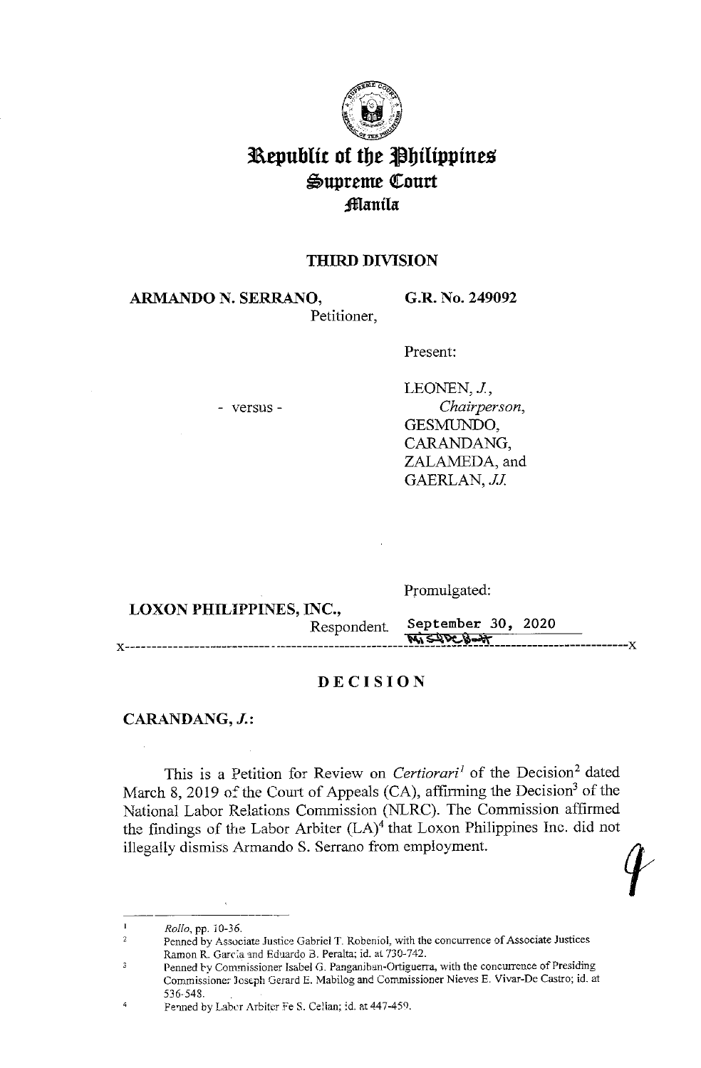# Republic of the Philippines
## Supreme Court
### Manila

**THIRD DIVISION**

**ARMANDO N. SERRANO,**
Petitioner,

- versus -

**LOXON PHILIPPINES, INC.,**
Respondent.

**G.R. No. 249092**

Present:

LEONEN, *J.*,
*Chairperson*,
GESMUNDO,
CARANDANG,
ZALAMEDA, and
GAERLAN, *JJ.*

Promulgated:

September 30, 2020

x-----------------------------------------------------------------------------------x

## D E C I S I O N

**CARANDANG, *J.*:**

This is a Petition for Review on *Certiorari*[1] of the Decision[2] dated March 8, 2019 of the Court of Appeals (CA), affirming the Decision[3] of the National Labor Relations Commission (NLRC). The Commission affirmed the findings of the Labor Arbiter (LA)[4] that Loxon Philippines Inc. did not illegally dismiss Armando S. Serrano from employment.

---

[1] *Rollo*, pp. 10-36.

[2] Penned by Associate Justice Gabriel T. Robeniol, with the concurrence of Associate Justices Ramon R. Garcia and Eduardo B. Peralta; id. at 730-742.

[3] Penned by Commissioner Isabel G. Panganiban-Ortiguerra, with the concurrence of Presiding Commissioner Joseph Gerard E. Mabilog and Commissioner Nieves E. Vivar-De Castro; id. at 536-548.

[4] Penned by Labor Arbiter Fe S. Cellan; id. at 447-459.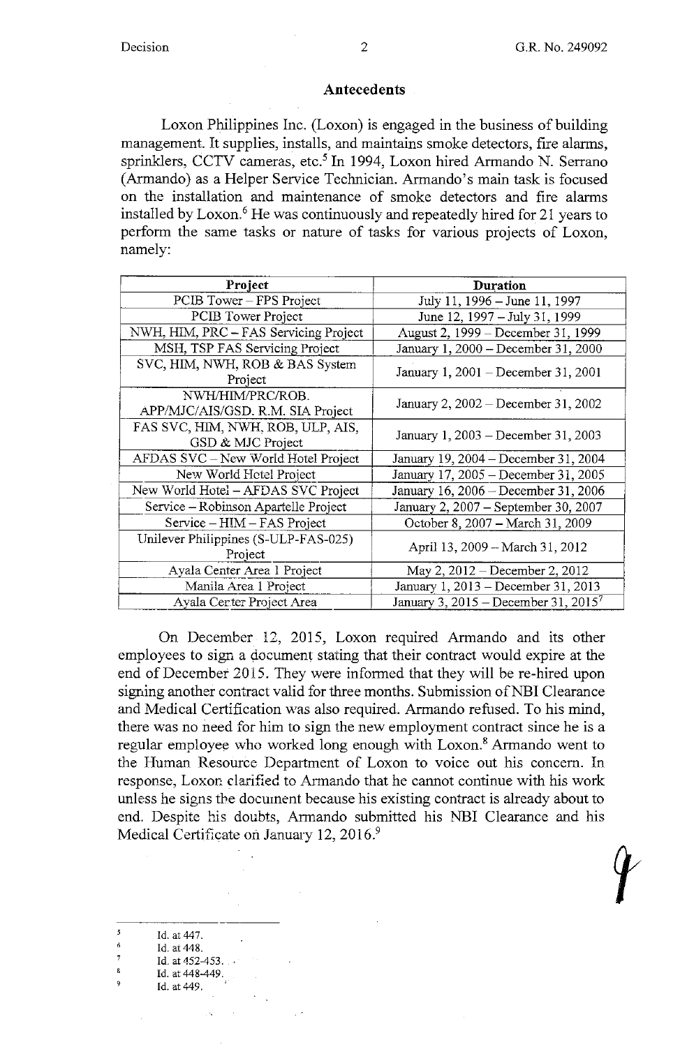## Antecedents

Loxon Philippines Inc. (Loxon) is engaged in the business of building management. It supplies, installs, and maintains smoke detectors, fire alarms, sprinklers, CCTV cameras, etc.[5] In 1994, Loxon hired Armando N. Serrano (Armando) as a Helper Service Technician. Armando's main task is focused on the installation and maintenance of smoke detectors and fire alarms installed by Loxon.[6] He was continuously and repeatedly hired for 21 years to perform the same tasks or nature of tasks for various projects of Loxon, namely:

| Project | Duration |
| --- | --- |
| PCIB Tower – FPS Project | July 11, 1996 – June 11, 1997 |
| PCIB Tower Project | June 12, 1997 – July 31, 1999 |
| NWH, HIM, PRC – FAS Servicing Project | August 2, 1999 – December 31, 1999 |
| MSH, TSP FAS Servicing Project | January 1, 2000 – December 31, 2000 |
| SVC, HIM, NWH, ROB & BAS System Project | January 1, 2001 – December 31, 2001 |
| NWH/HIM/PRC/ROB. APP/MJC/AIS/GSD. R.M. SIA Project | January 2, 2002 – December 31, 2002 |
| FAS SVC, HIM, NWH, ROB, ULP, AIS, GSD & MJC Project | January 1, 2003 – December 31, 2003 |
| AFDAS SVC – New World Hotel Project | January 19, 2004 – December 31, 2004 |
| New World Hotel Project | January 17, 2005 – December 31, 2005 |
| New World Hotel – AFDAS SVC Project | January 16, 2006 – December 31, 2006 |
| Service – Robinson Apartelle Project | January 2, 2007 – September 30, 2007 |
| Service – HIM – FAS Project | October 8, 2007 – March 31, 2009 |
| Unilever Philippines (S-ULP-FAS-025) Project | April 13, 2009 – March 31, 2012 |
| Ayala Center Area 1 Project | May 2, 2012 – December 2, 2012 |
| Manila Area 1 Project | January 1, 2013 – December 31, 2013 |
| Ayala Center Project Area | January 3, 2015 – December 31, 2015[7] |

On December 12, 2015, Loxon required Armando and its other employees to sign a document stating that their contract would expire at the end of December 2015. They were informed that they will be re-hired upon signing another contract valid for three months. Submission of NBI Clearance and Medical Certification was also required. Armando refused. To his mind, there was no need for him to sign the new employment contract since he is a regular employee who worked long enough with Loxon.[8] Armando went to the Human Resource Department of Loxon to voice out his concern. In response, Loxon clarified to Armando that he cannot continue with his work unless he signs the document because his existing contract is already about to end. Despite his doubts, Armando submitted his NBI Clearance and his Medical Certificate on January 12, 2016.[9]

---

[5] Id. at 447.

[6] Id. at 448.

[7] Id. at 452-453.

[8] Id. at 448-449.

[9] Id. at 449.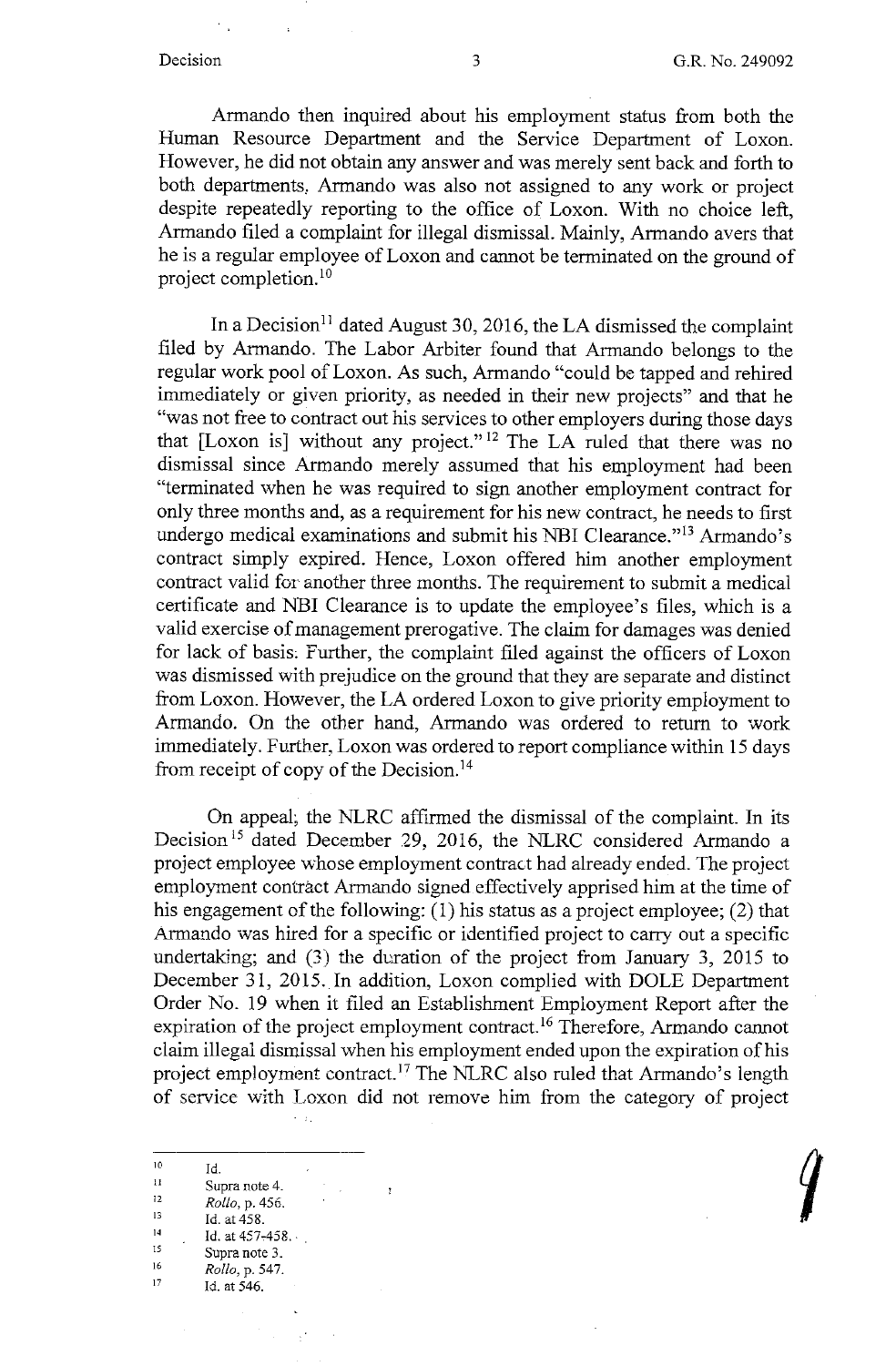Armando then inquired about his employment status from both the Human Resource Department and the Service Department of Loxon. However, he did not obtain any answer and was merely sent back and forth to both departments. Armando was also not assigned to any work or project despite repeatedly reporting to the office of Loxon. With no choice left, Armando filed a complaint for illegal dismissal. Mainly, Armando avers that he is a regular employee of Loxon and cannot be terminated on the ground of project completion.[10]

In a Decision[11] dated August 30, 2016, the LA dismissed the complaint filed by Armando. The Labor Arbiter found that Armando belongs to the regular work pool of Loxon. As such, Armando "could be tapped and rehired immediately or given priority, as needed in their new projects" and that he "was not free to contract out his services to other employers during those days that [Loxon is] without any project."[12] The LA ruled that there was no dismissal since Armando merely assumed that his employment had been "terminated when he was required to sign another employment contract for only three months and, as a requirement for his new contract, he needs to first undergo medical examinations and submit his NBI Clearance."[13] Armando's contract simply expired. Hence, Loxon offered him another employment contract valid for another three months. The requirement to submit a medical certificate and NBI Clearance is to update the employee's files, which is a valid exercise of management prerogative. The claim for damages was denied for lack of basis. Further, the complaint filed against the officers of Loxon was dismissed with prejudice on the ground that they are separate and distinct from Loxon. However, the LA ordered Loxon to give priority employment to Armando. On the other hand, Armando was ordered to return to work immediately. Further, Loxon was ordered to report compliance within 15 days from receipt of copy of the Decision.[14]

On appeal, the NLRC affirmed the dismissal of the complaint. In its Decision[15] dated December 29, 2016, the NLRC considered Armando a project employee whose employment contract had already ended. The project employment contract Armando signed effectively apprised him at the time of his engagement of the following: (1) his status as a project employee; (2) that Armando was hired for a specific or identified project to carry out a specific undertaking; and (3) the duration of the project from January 3, 2015 to December 31, 2015. In addition, Loxon complied with DOLE Department Order No. 19 when it filed an Establishment Employment Report after the expiration of the project employment contract.[16] Therefore, Armando cannot claim illegal dismissal when his employment ended upon the expiration of his project employment contract.[17] The NLRC also ruled that Armando's length of service with Loxon did not remove him from the category of project

---

[10] Id.

[11] Supra note 4.

[12] *Rollo*, p. 456.

[13] Id. at 458.

[14] Id. at 457-458.

[15] Supra note 3.

[16] *Rollo*, p. 547.

[17] Id. at 546.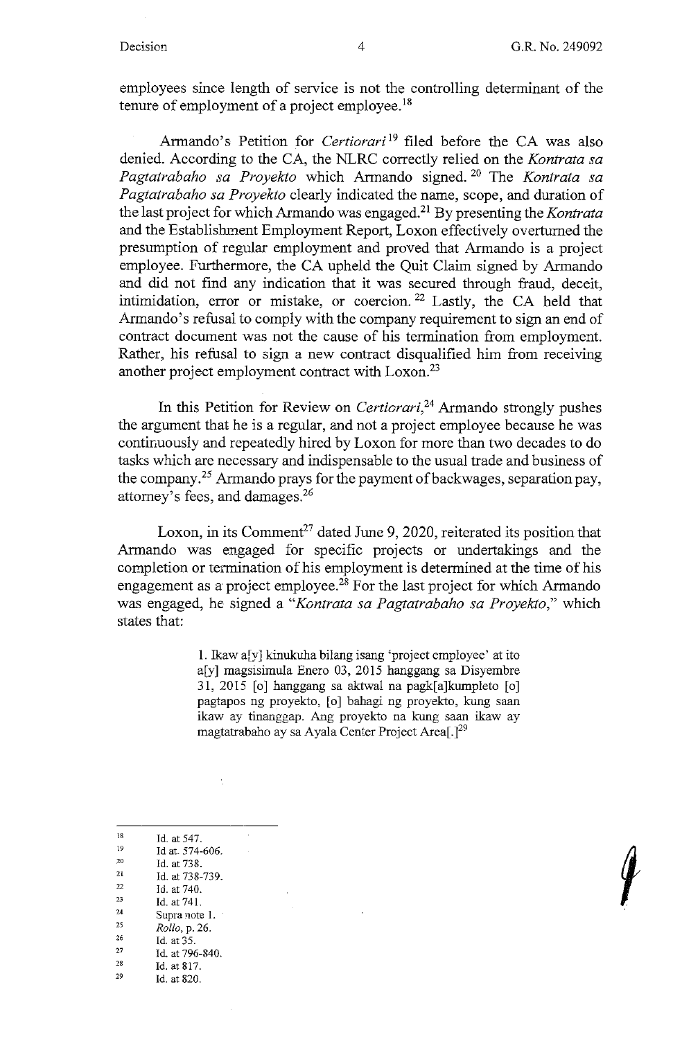employees since length of service is not the controlling determinant of the tenure of employment of a project employee.[18]

Armando's Petition for *Certiorari*[19] filed before the CA was also denied. According to the CA, the NLRC correctly relied on the *Kontrata sa Pagtatrabaho sa Proyekto* which Armando signed.[20] The *Kontrata sa Pagtatrabaho sa Proyekto* clearly indicated the name, scope, and duration of the last project for which Armando was engaged.[21] By presenting the *Kontrata* and the Establishment Employment Report, Loxon effectively overturned the presumption of regular employment and proved that Armando is a project employee. Furthermore, the CA upheld the Quit Claim signed by Armando and did not find any indication that it was secured through fraud, deceit, intimidation, error or mistake, or coercion.[22] Lastly, the CA held that Armando's refusal to comply with the company requirement to sign an end of contract document was not the cause of his termination from employment. Rather, his refusal to sign a new contract disqualified him from receiving another project employment contract with Loxon.[23]

In this Petition for Review on *Certiorari*,[24] Armando strongly pushes the argument that he is a regular, and not a project employee because he was continuously and repeatedly hired by Loxon for more than two decades to do tasks which are necessary and indispensable to the usual trade and business of the company.[25] Armando prays for the payment of backwages, separation pay, attorney's fees, and damages.[26]

Loxon, in its Comment[27] dated June 9, 2020, reiterated its position that Armando was engaged for specific projects or undertakings and the completion or termination of his employment is determined at the time of his engagement as a project employee.[28] For the last project for which Armando was engaged, he signed a "*Kontrata sa Pagtatrabaho sa Proyekto*," which states that:

> 1. Ikaw a[y] kinukuha bilang isang 'project employee' at ito a[y] magsisimula Enero 03, 2015 hanggang sa Disyembre 31, 2015 [o] hanggang sa aktwal na pagk[a]kumpleto [o] pagtapos ng proyekto, [o] bahagi ng proyekto, kung saan ikaw ay tinanggap. Ang proyekto na kung saan ikaw ay magtatrabaho ay sa Ayala Center Project Area[.][29]

---

[18] Id. at 547.
[19] Id at. 574-606.
[20] Id. at 738.
[21] Id. at 738-739.
[22] Id. at 740.
[23] Id. at 741.
[24] Supra note 1.
[25] *Rollo*, p. 26.
[26] Id. at 35.
[27] Id. at 796-840.
[28] Id. at 817.
[29] Id. at 820.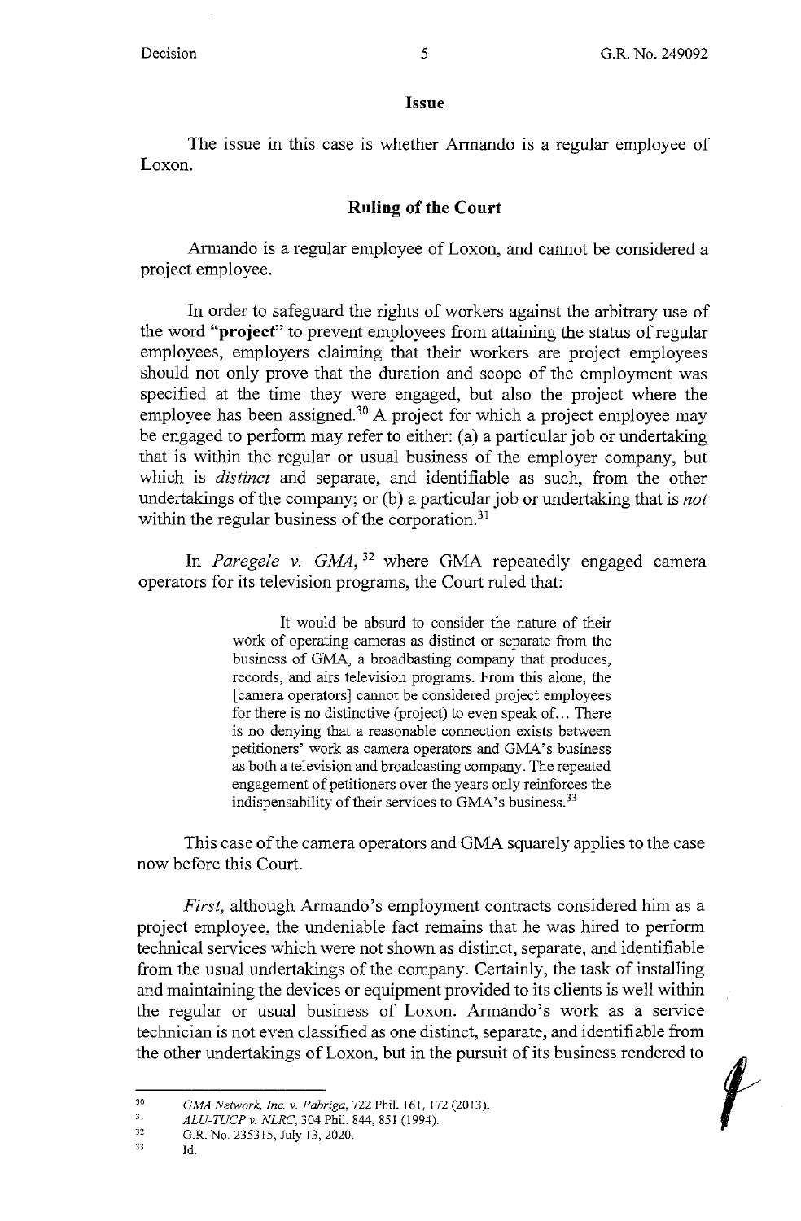## Issue

The issue in this case is whether Armando is a regular employee of Loxon.

## Ruling of the Court

Armando is a regular employee of Loxon, and cannot be considered a project employee.

In order to safeguard the rights of workers against the arbitrary use of the word "**project**" to prevent employees from attaining the status of regular employees, employers claiming that their workers are project employees should not only prove that the duration and scope of the employment was specified at the time they were engaged, but also the project where the employee has been assigned.[30] A project for which a project employee may be engaged to perform may refer to either: (a) a particular job or undertaking that is within the regular or usual business of the employer company, but which is *distinct* and separate, and identifiable as such, from the other undertakings of the company; or (b) a particular job or undertaking that is *not* within the regular business of the corporation.[31]

In *Paregele v. GMA*,[32] where GMA repeatedly engaged camera operators for its television programs, the Court ruled that:

> It would be absurd to consider the nature of their work of operating cameras as distinct or separate from the business of GMA, a broadbasting company that produces, records, and airs television programs. From this alone, the [camera operators] cannot be considered project employees for there is no distinctive (project) to even speak of... There is no denying that a reasonable connection exists between petitioners' work as camera operators and GMA's business as both a television and broadcasting company. The repeated engagement of petitioners over the years only reinforces the indispensability of their services to GMA's business.[33]

This case of the camera operators and GMA squarely applies to the case now before this Court.

*First*, although Armando's employment contracts considered him as a project employee, the undeniable fact remains that he was hired to perform technical services which were not shown as distinct, separate, and identifiable from the usual undertakings of the company. Certainly, the task of installing and maintaining the devices or equipment provided to its clients is well within the regular or usual business of Loxon. Armando's work as a service technician is not even classified as one distinct, separate, and identifiable from the other undertakings of Loxon, but in the pursuit of its business rendered to

---

[30] *GMA Network, Inc. v. Pabriga*, 722 Phil. 161, 172 (2013).

[31] *ALU-TUCP v. NLRC*, 304 Phil. 844, 851 (1994).

[32] G.R. No. 235315, July 13, 2020.

[33] Id.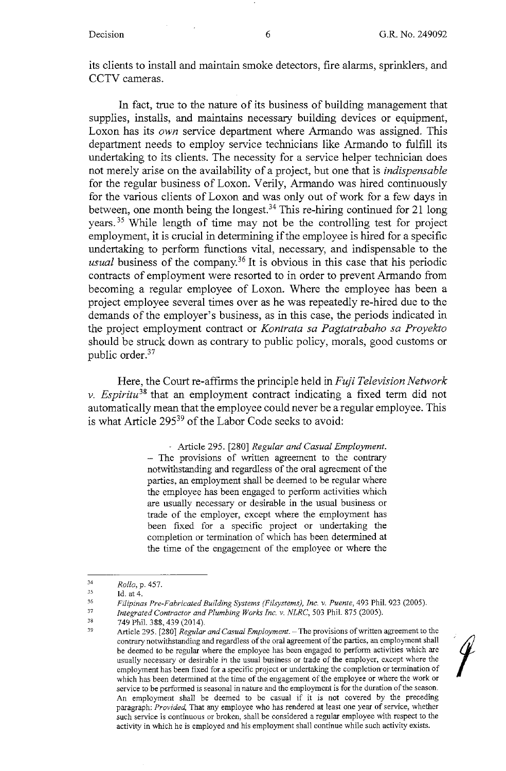its clients to install and maintain smoke detectors, fire alarms, sprinklers, and CCTV cameras.

In fact, true to the nature of its business of building management that supplies, installs, and maintains necessary building devices or equipment, Loxon has its *own* service department where Armando was assigned. This department needs to employ service technicians like Armando to fulfill its undertaking to its clients. The necessity for a service helper technician does not merely arise on the availability of a project, but one that is *indispensable* for the regular business of Loxon. Verily, Armando was hired continuously for the various clients of Loxon and was only out of work for a few days in between, one month being the longest.[34] This re-hiring continued for 21 long years.[35] While length of time may not be the controlling test for project employment, it is crucial in determining if the employee is hired for a specific undertaking to perform functions vital, necessary, and indispensable to the *usual* business of the company.[36] It is obvious in this case that his periodic contracts of employment were resorted to in order to prevent Armando from becoming a regular employee of Loxon. Where the employee has been a project employee several times over as he was repeatedly re-hired due to the demands of the employer's business, as in this case, the periods indicated in the project employment contract or *Kontrata sa Pagtatrabaho sa Proyekto* should be struck down as contrary to public policy, morals, good customs or public order.[37]

Here, the Court re-affirms the principle held in *Fuji Television Network v. Espiritu*[38] that an employment contract indicating a fixed term did not automatically mean that the employee could never be a regular employee. This is what Article 295[39] of the Labor Code seeks to avoid:

> Article 295. [280] *Regular and Casual Employment.* – The provisions of written agreement to the contrary notwithstanding and regardless of the oral agreement of the parties, an employment shall be deemed to be regular where the employee has been engaged to perform activities which are usually necessary or desirable in the usual business or trade of the employer, except where the employment has been fixed for a specific project or undertaking the completion or termination of which has been determined at the time of the engagement of the employee or where the

---

[34] *Rollo*, p. 457.

[35] Id. at 4.

[36] *Filipinas Pre-Fabricated Building Systems (Filsystems), Inc. v. Puente*, 493 Phil. 923 (2005).

[37] *Integrated Contractor and Plumbing Works Inc. v. NLRC*, 503 Phil. 875 (2005).

[38] 749 Phil. 388, 439 (2014).

[39] Article 295. [280] *Regular and Casual Employment.* – The provisions of written agreement to the contrary notwithstanding and regardless of the oral agreement of the parties, an employment shall be deemed to be regular where the employee has been engaged to perform activities which are usually necessary or desirable in the usual business or trade of the employer, except where the employment has been fixed for a specific project or undertaking the completion or termination of which has been determined at the time of the engagement of the employee or where the work or service to be performed is seasonal in nature and the employment is for the duration of the season. An employment shall be deemed to be casual if it is not covered by the preceding paragraph: *Provided*, That any employee who has rendered at least one year of service, whether such service is continuous or broken, shall be considered a regular employee with respect to the activity in which he is employed and his employment shall continue while such activity exists.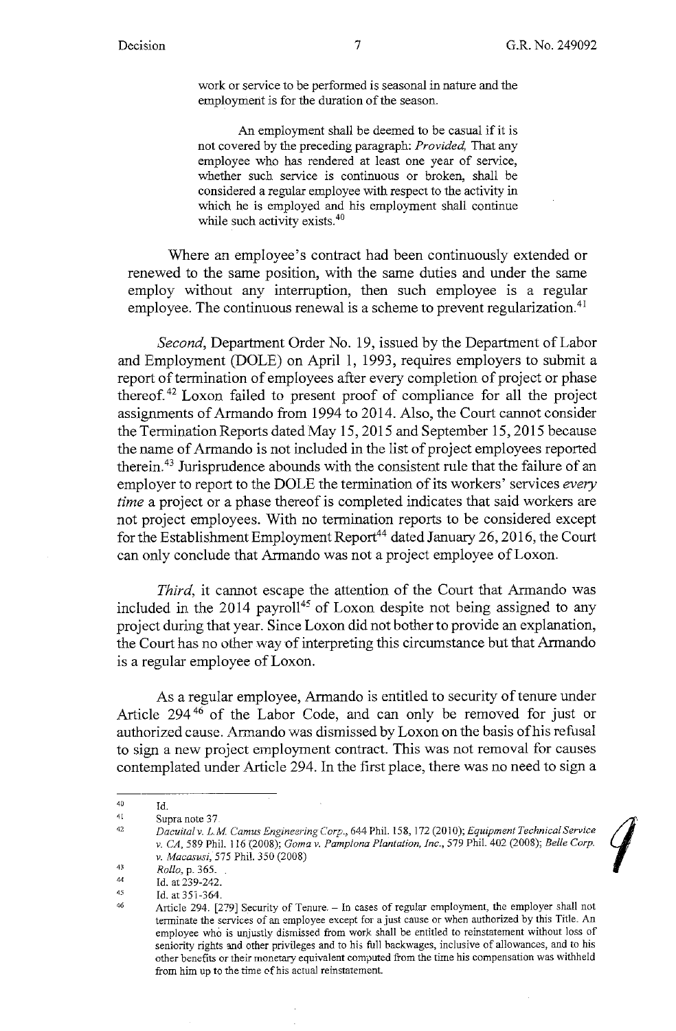> work or service to be performed is seasonal in nature and the employment is for the duration of the season.
>
> An employment shall be deemed to be casual if it is not covered by the preceding paragraph: *Provided,* That any employee who has rendered at least one year of service, whether such service is continuous or broken, shall be considered a regular employee with respect to the activity in which he is employed and his employment shall continue while such activity exists.[40]

Where an employee's contract had been continuously extended or renewed to the same position, with the same duties and under the same employ without any interruption, then such employee is a regular employee. The continuous renewal is a scheme to prevent regularization.[41]

*Second*, Department Order No. 19, issued by the Department of Labor and Employment (DOLE) on April 1, 1993, requires employers to submit a report of termination of employees after every completion of project or phase thereof.[42] Loxon failed to present proof of compliance for all the project assignments of Armando from 1994 to 2014. Also, the Court cannot consider the Termination Reports dated May 15, 2015 and September 15, 2015 because the name of Armando is not included in the list of project employees reported therein.[43] Jurisprudence abounds with the consistent rule that the failure of an employer to report to the DOLE the termination of its workers' services *every time* a project or a phase thereof is completed indicates that said workers are not project employees. With no termination reports to be considered except for the Establishment Employment Report[44] dated January 26, 2016, the Court can only conclude that Armando was not a project employee of Loxon.

*Third*, it cannot escape the attention of the Court that Armando was included in the 2014 payroll[45] of Loxon despite not being assigned to any project during that year. Since Loxon did not bother to provide an explanation, the Court has no other way of interpreting this circumstance but that Armando is a regular employee of Loxon.

As a regular employee, Armando is entitled to security of tenure under Article 294[46] of the Labor Code, and can only be removed for just or authorized cause. Armando was dismissed by Loxon on the basis of his refusal to sign a new project employment contract. This was not removal for causes contemplated under Article 294. In the first place, there was no need to sign a

---

[40] Id.

[41] Supra note 37.

[42] *Dacuital v. L.M. Camus Engineering Corp.*, 644 Phil. 158, 172 (2010); *Equipment Technical Service v. CA*, 589 Phil. 116 (2008); *Goma v. Pamplona Plantation, Inc.*, 579 Phil. 402 (2008); *Belle Corp. v. Macasusi*, 575 Phil. 350 (2008)

[43] *Rollo*, p. 365.

[44] Id. at 239-242.

[45] Id. at 351-364.

[46] Article 294. [279] Security of Tenure. – In cases of regular employment, the employer shall not terminate the services of an employee except for a just cause or when authorized by this Title. An employee who is unjustly dismissed from work shall be entitled to reinstatement without loss of seniority rights and other privileges and to his full backwages, inclusive of allowances, and to his other benefits or their monetary equivalent computed from the time his compensation was withheld from him up to the time of his actual reinstatement.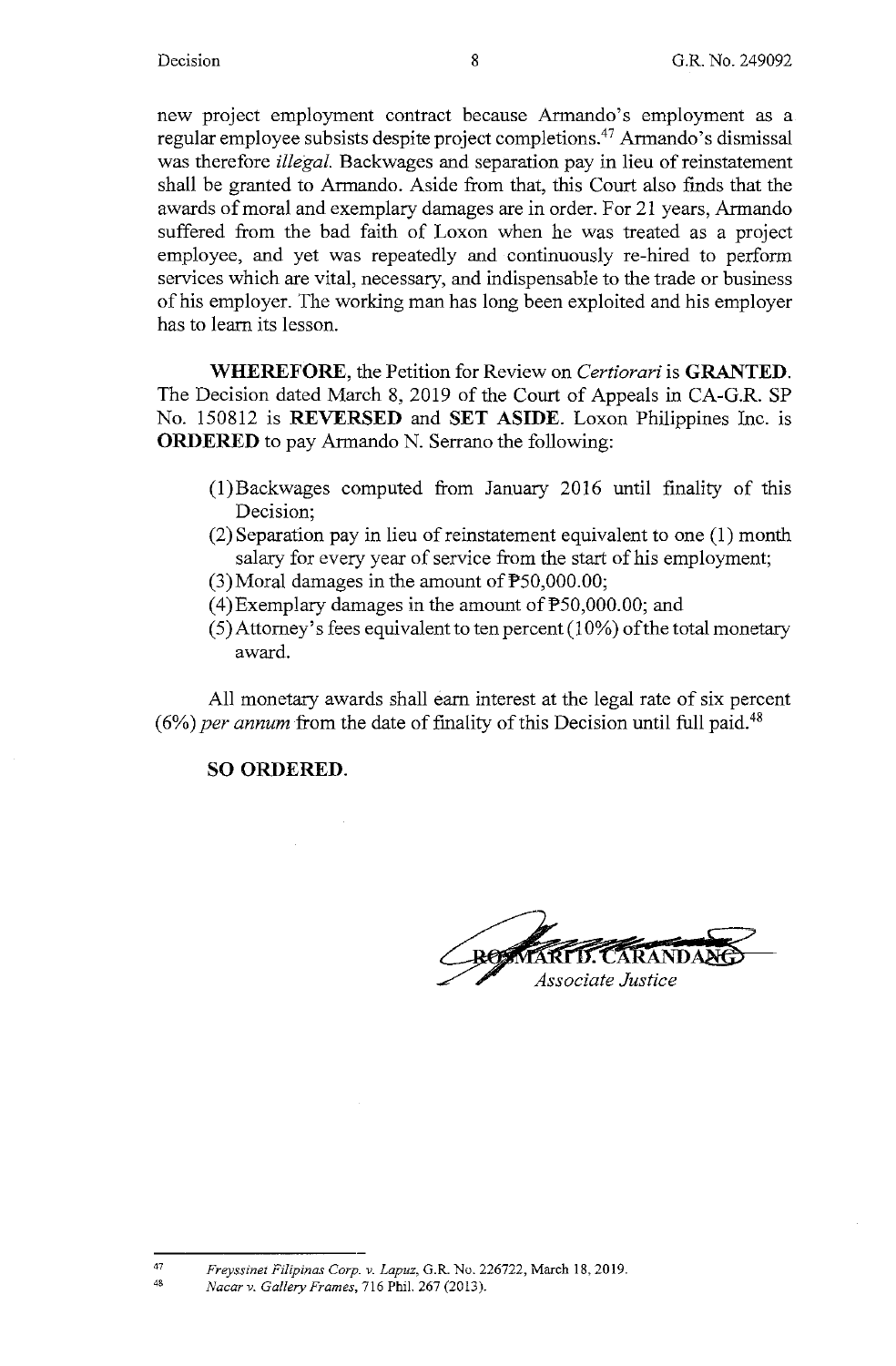new project employment contract because Armando's employment as a regular employee subsists despite project completions.[47] Armando's dismissal was therefore *illegal.* Backwages and separation pay in lieu of reinstatement shall be granted to Armando. Aside from that, this Court also finds that the awards of moral and exemplary damages are in order. For 21 years, Armando suffered from the bad faith of Loxon when he was treated as a project employee, and yet was repeatedly and continuously re-hired to perform services which are vital, necessary, and indispensable to the trade or business of his employer. The working man has long been exploited and his employer has to learn its lesson.

**WHEREFORE**, the Petition for Review on *Certiorari* is **GRANTED**. The Decision dated March 8, 2019 of the Court of Appeals in CA-G.R. SP No. 150812 is **REVERSED** and **SET ASIDE**. Loxon Philippines Inc. is **ORDERED** to pay Armando N. Serrano the following:

(1) Backwages computed from January 2016 until finality of this Decision;
(2) Separation pay in lieu of reinstatement equivalent to one (1) month salary for every year of service from the start of his employment;
(3) Moral damages in the amount of ₱50,000.00;
(4) Exemplary damages in the amount of ₱50,000.00; and
(5) Attorney's fees equivalent to ten percent (10%) of the total monetary award.

All monetary awards shall earn interest at the legal rate of six percent (6%) *per annum* from the date of finality of this Decision until full paid.[48]

**SO ORDERED.**

ROSMARI D. CARANDANG
*Associate Justice*

---

[47] *Freyssinet Filipinas Corp. v. Lapuz*, G.R. No. 226722, March 18, 2019.

[48] *Nacar v. Gallery Frames*, 716 Phil. 267 (2013).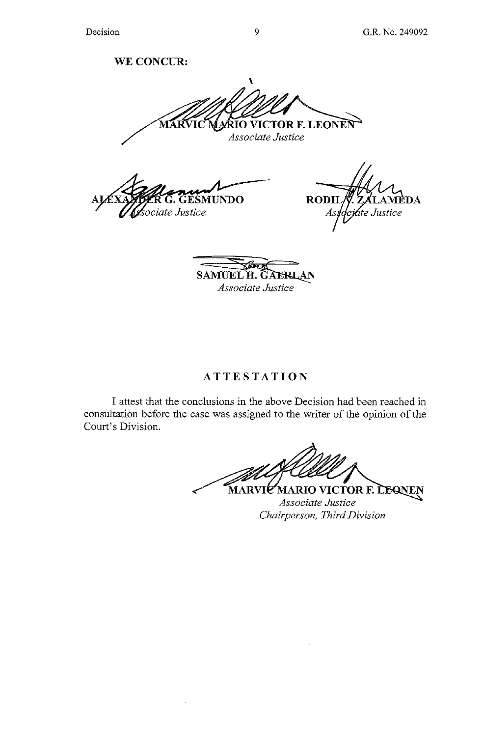**WE CONCUR:**

MARVIC MARIO VICTOR F. LEONEN
*Associate Justice*

ALEXANDER G. GESMUNDO
*Associate Justice*

RODIL V. ZALAMEDA
*Associate Justice*

SAMUEL H. GAERLAN
*Associate Justice*

## ATTESTATION

I attest that the conclusions in the above Decision had been reached in consultation before the case was assigned to the writer of the opinion of the Court's Division.

MARVIC MARIO VICTOR F. LEONEN
*Associate Justice*
*Chairperson, Third Division*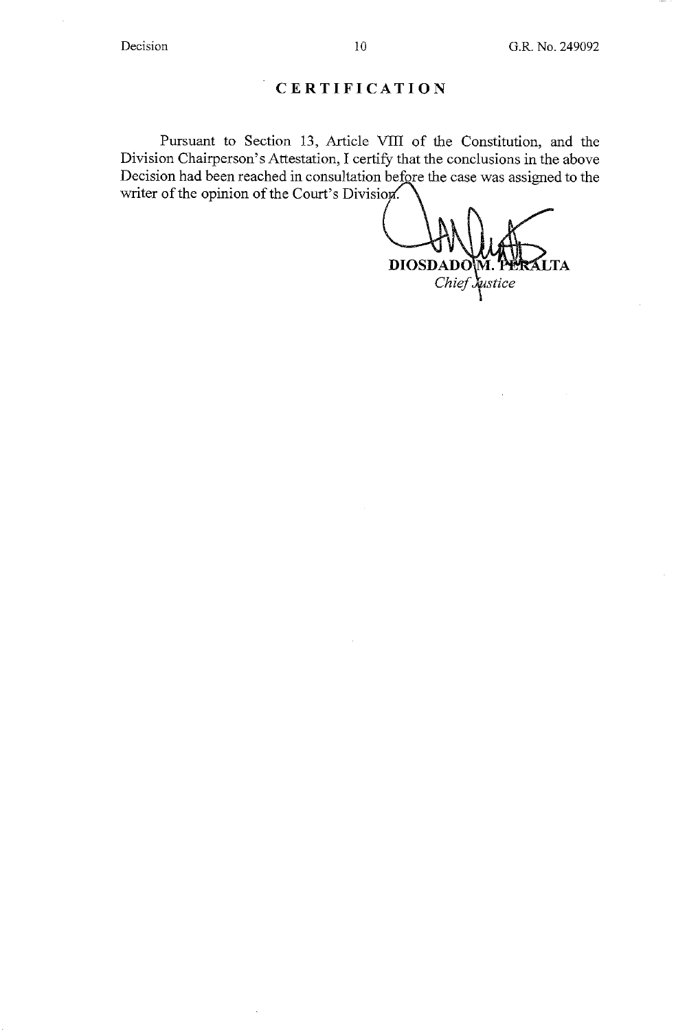## CERTIFICATION

Pursuant to Section 13, Article VIII of the Constitution, and the Division Chairperson's Attestation, I certify that the conclusions in the above Decision had been reached in consultation before the case was assigned to the writer of the opinion of the Court's Division.

**DIOSDADO M. PERALTA**
*Chief Justice*